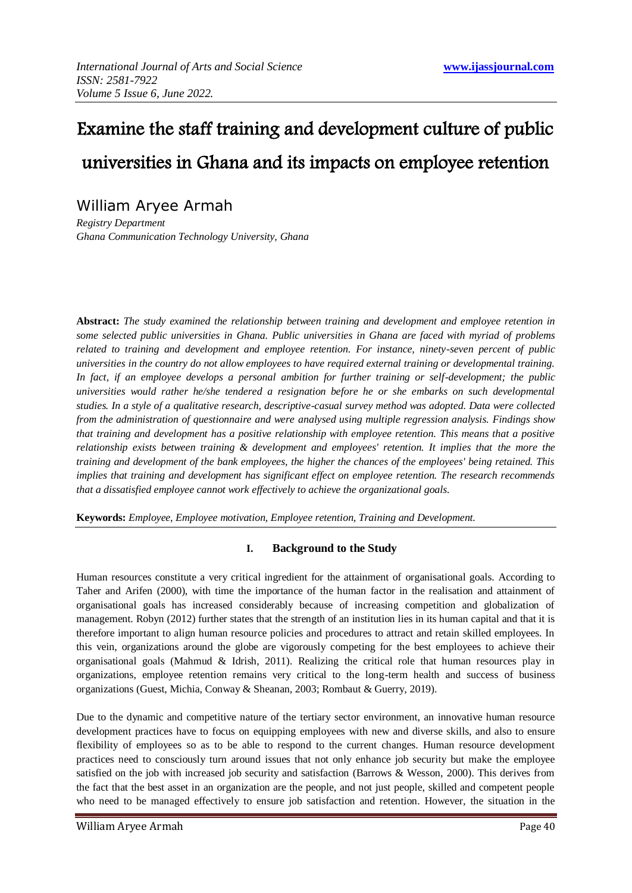# Examine the staff training and development culture of public universities in Ghana and its impacts on employee retention

William Aryee Armah

*Registry Department*
*Ghana Communication Technology University, Ghana*

**Abstract:** *The study examined the relationship between training and development and employee retention in some selected public universities in Ghana. Public universities in Ghana are faced with myriad of problems related to training and development and employee retention. For instance, ninety-seven percent of public universities in the country do not allow employees to have required external training or developmental training. In fact, if an employee develops a personal ambition for further training or self-development; the public universities would rather he/she tendered a resignation before he or she embarks on such developmental studies. In a style of a qualitative research, descriptive-casual survey method was adopted. Data were collected from the administration of questionnaire and were analysed using multiple regression analysis. Findings show that training and development has a positive relationship with employee retention. This means that a positive relationship exists between training & development and employees' retention. It implies that the more the training and development of the bank employees, the higher the chances of the employees' being retained. This implies that training and development has significant effect on employee retention. The research recommends that a dissatisfied employee cannot work effectively to achieve the organizational goals.*

**Keywords:** *Employee, Employee motivation, Employee retention, Training and Development.*

## I. Background to the Study

Human resources constitute a very critical ingredient for the attainment of organisational goals. According to Taher and Arifen (2000), with time the importance of the human factor in the realisation and attainment of organisational goals has increased considerably because of increasing competition and globalization of management. Robyn (2012) further states that the strength of an institution lies in its human capital and that it is therefore important to align human resource policies and procedures to attract and retain skilled employees. In this vein, organizations around the globe are vigorously competing for the best employees to achieve their organisational goals (Mahmud & Idrish, 2011). Realizing the critical role that human resources play in organizations, employee retention remains very critical to the long-term health and success of business organizations (Guest, Michia, Conway & Sheanan, 2003; Rombaut & Guerry, 2019).

Due to the dynamic and competitive nature of the tertiary sector environment, an innovative human resource development practices have to focus on equipping employees with new and diverse skills, and also to ensure flexibility of employees so as to be able to respond to the current changes. Human resource development practices need to consciously turn around issues that not only enhance job security but make the employee satisfied on the job with increased job security and satisfaction (Barrows & Wesson, 2000). This derives from the fact that the best asset in an organization are the people, and not just people, skilled and competent people who need to be managed effectively to ensure job satisfaction and retention. However, the situation in the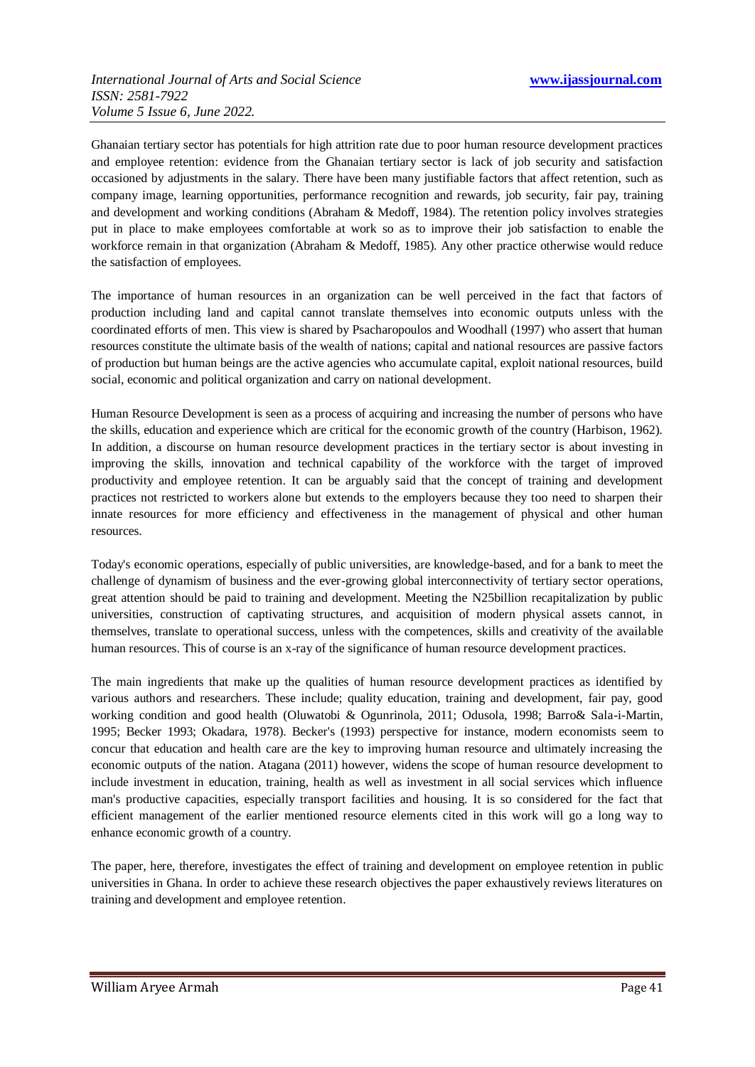Ghanaian tertiary sector has potentials for high attrition rate due to poor human resource development practices and employee retention: evidence from the Ghanaian tertiary sector is lack of job security and satisfaction occasioned by adjustments in the salary. There have been many justifiable factors that affect retention, such as company image, learning opportunities, performance recognition and rewards, job security, fair pay, training and development and working conditions (Abraham & Medoff, 1984). The retention policy involves strategies put in place to make employees comfortable at work so as to improve their job satisfaction to enable the workforce remain in that organization (Abraham & Medoff, 1985). Any other practice otherwise would reduce the satisfaction of employees.

The importance of human resources in an organization can be well perceived in the fact that factors of production including land and capital cannot translate themselves into economic outputs unless with the coordinated efforts of men. This view is shared by Psacharopoulos and Woodhall (1997) who assert that human resources constitute the ultimate basis of the wealth of nations; capital and national resources are passive factors of production but human beings are the active agencies who accumulate capital, exploit national resources, build social, economic and political organization and carry on national development.

Human Resource Development is seen as a process of acquiring and increasing the number of persons who have the skills, education and experience which are critical for the economic growth of the country (Harbison, 1962). In addition, a discourse on human resource development practices in the tertiary sector is about investing in improving the skills, innovation and technical capability of the workforce with the target of improved productivity and employee retention. It can be arguably said that the concept of training and development practices not restricted to workers alone but extends to the employers because they too need to sharpen their innate resources for more efficiency and effectiveness in the management of physical and other human resources.

Today's economic operations, especially of public universities, are knowledge-based, and for a bank to meet the challenge of dynamism of business and the ever-growing global interconnectivity of tertiary sector operations, great attention should be paid to training and development. Meeting the N25billion recapitalization by public universities, construction of captivating structures, and acquisition of modern physical assets cannot, in themselves, translate to operational success, unless with the competences, skills and creativity of the available human resources. This of course is an x-ray of the significance of human resource development practices.

The main ingredients that make up the qualities of human resource development practices as identified by various authors and researchers. These include; quality education, training and development, fair pay, good working condition and good health (Oluwatobi & Ogunrinola, 2011; Odusola, 1998; Barro& Sala-i-Martin, 1995; Becker 1993; Okadara, 1978). Becker's (1993) perspective for instance, modern economists seem to concur that education and health care are the key to improving human resource and ultimately increasing the economic outputs of the nation. Atagana (2011) however, widens the scope of human resource development to include investment in education, training, health as well as investment in all social services which influence man's productive capacities, especially transport facilities and housing. It is so considered for the fact that efficient management of the earlier mentioned resource elements cited in this work will go a long way to enhance economic growth of a country.

The paper, here, therefore, investigates the effect of training and development on employee retention in public universities in Ghana. In order to achieve these research objectives the paper exhaustively reviews literatures on training and development and employee retention.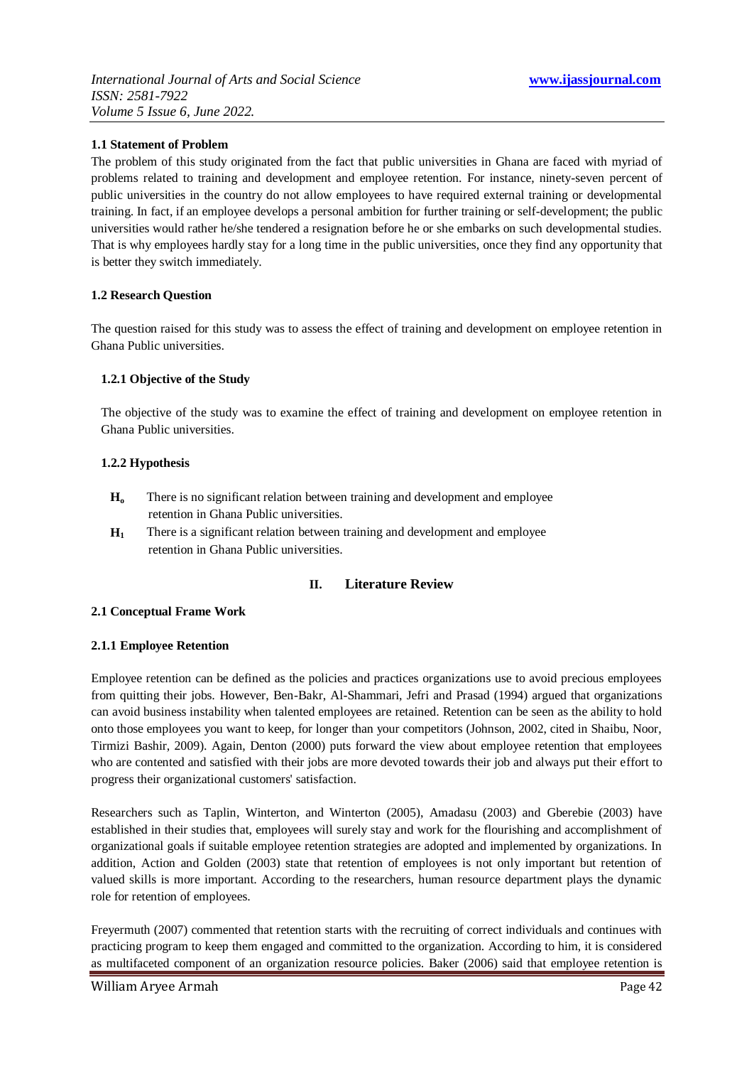### 1.1 Statement of Problem

The problem of this study originated from the fact that public universities in Ghana are faced with myriad of problems related to training and development and employee retention. For instance, ninety-seven percent of public universities in the country do not allow employees to have required external training or developmental training. In fact, if an employee develops a personal ambition for further training or self-development; the public universities would rather he/she tendered a resignation before he or she embarks on such developmental studies. That is why employees hardly stay for a long time in the public universities, once they find any opportunity that is better they switch immediately.

### 1.2 Research Question

The question raised for this study was to assess the effect of training and development on employee retention in Ghana Public universities.

#### 1.2.1 Objective of the Study

The objective of the study was to examine the effect of training and development on employee retention in Ghana Public universities.

#### 1.2.2 Hypothesis

- **$H_o$** There is no significant relation between training and development and employee retention in Ghana Public universities.
- **$H_1$** There is a significant relation between training and development and employee retention in Ghana Public universities.

## II. Literature Review

### 2.1 Conceptual Frame Work

#### 2.1.1 Employee Retention

Employee retention can be defined as the policies and practices organizations use to avoid precious employees from quitting their jobs. However, Ben-Bakr, Al-Shammari, Jefri and Prasad (1994) argued that organizations can avoid business instability when talented employees are retained. Retention can be seen as the ability to hold onto those employees you want to keep, for longer than your competitors (Johnson, 2002, cited in Shaibu, Noor, Tirmizi Bashir, 2009). Again, Denton (2000) puts forward the view about employee retention that employees who are contented and satisfied with their jobs are more devoted towards their job and always put their effort to progress their organizational customers' satisfaction.

Researchers such as Taplin, Winterton, and Winterton (2005), Amadasu (2003) and Gberebie (2003) have established in their studies that, employees will surely stay and work for the flourishing and accomplishment of organizational goals if suitable employee retention strategies are adopted and implemented by organizations. In addition, Action and Golden (2003) state that retention of employees is not only important but retention of valued skills is more important. According to the researchers, human resource department plays the dynamic role for retention of employees.

Freyermuth (2007) commented that retention starts with the recruiting of correct individuals and continues with practicing program to keep them engaged and committed to the organization. According to him, it is considered as multifaceted component of an organization resource policies. Baker (2006) said that employee retention is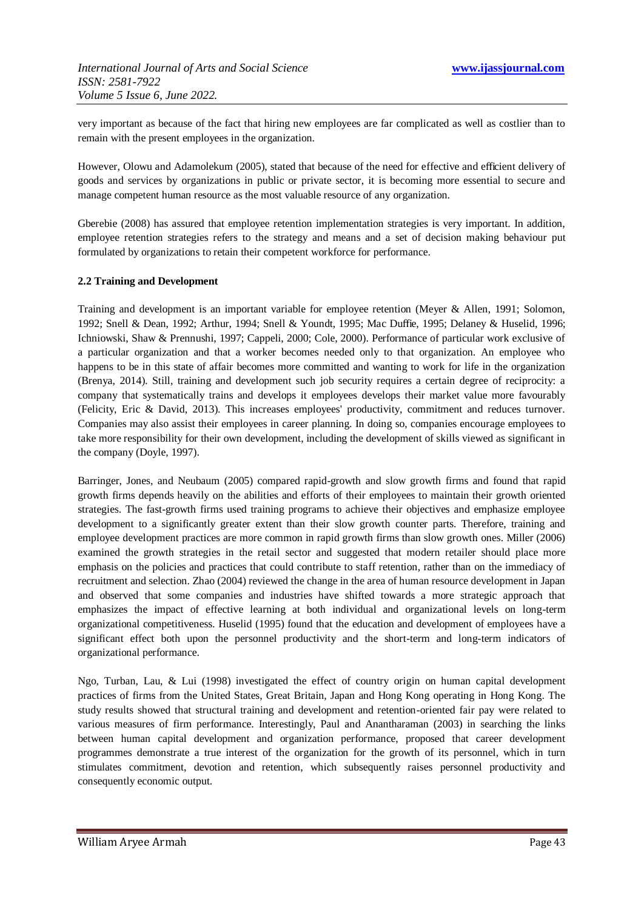very important as because of the fact that hiring new employees are far complicated as well as costlier than to remain with the present employees in the organization.

However, Olowu and Adamolekum (2005), stated that because of the need for effective and efficient delivery of goods and services by organizations in public or private sector, it is becoming more essential to secure and manage competent human resource as the most valuable resource of any organization.

Gberebie (2008) has assured that employee retention implementation strategies is very important. In addition, employee retention strategies refers to the strategy and means and a set of decision making behaviour put formulated by organizations to retain their competent workforce for performance.

**2.2 Training and Development**

Training and development is an important variable for employee retention (Meyer & Allen, 1991; Solomon, 1992; Snell & Dean, 1992; Arthur, 1994; Snell & Youndt, 1995; Mac Duffie, 1995; Delaney & Huselid, 1996; Ichniowski, Shaw & Prennushi, 1997; Cappeli, 2000; Cole, 2000). Performance of particular work exclusive of a particular organization and that a worker becomes needed only to that organization. An employee who happens to be in this state of affair becomes more committed and wanting to work for life in the organization (Brenya, 2014). Still, training and development such job security requires a certain degree of reciprocity: a company that systematically trains and develops it employees develops their market value more favourably (Felicity, Eric & David, 2013). This increases employees' productivity, commitment and reduces turnover. Companies may also assist their employees in career planning. In doing so, companies encourage employees to take more responsibility for their own development, including the development of skills viewed as significant in the company (Doyle, 1997).

Barringer, Jones, and Neubaum (2005) compared rapid-growth and slow growth firms and found that rapid growth firms depends heavily on the abilities and efforts of their employees to maintain their growth oriented strategies. The fast-growth firms used training programs to achieve their objectives and emphasize employee development to a significantly greater extent than their slow growth counter parts. Therefore, training and employee development practices are more common in rapid growth firms than slow growth ones. Miller (2006) examined the growth strategies in the retail sector and suggested that modern retailer should place more emphasis on the policies and practices that could contribute to staff retention, rather than on the immediacy of recruitment and selection. Zhao (2004) reviewed the change in the area of human resource development in Japan and observed that some companies and industries have shifted towards a more strategic approach that emphasizes the impact of effective learning at both individual and organizational levels on long-term organizational competitiveness. Huselid (1995) found that the education and development of employees have a significant effect both upon the personnel productivity and the short-term and long-term indicators of organizational performance.

Ngo, Turban, Lau, & Lui (1998) investigated the effect of country origin on human capital development practices of firms from the United States, Great Britain, Japan and Hong Kong operating in Hong Kong. The study results showed that structural training and development and retention-oriented fair pay were related to various measures of firm performance. Interestingly, Paul and Anantharaman (2003) in searching the links between human capital development and organization performance, proposed that career development programmes demonstrate a true interest of the organization for the growth of its personnel, which in turn stimulates commitment, devotion and retention, which subsequently raises personnel productivity and consequently economic output.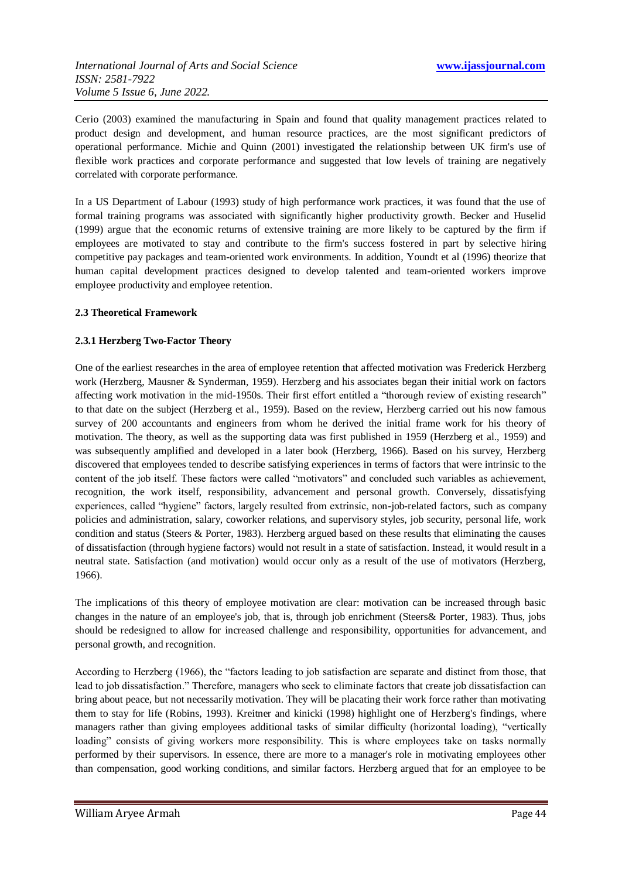Cerio (2003) examined the manufacturing in Spain and found that quality management practices related to product design and development, and human resource practices, are the most significant predictors of operational performance. Michie and Quinn (2001) investigated the relationship between UK firm's use of flexible work practices and corporate performance and suggested that low levels of training are negatively correlated with corporate performance.

In a US Department of Labour (1993) study of high performance work practices, it was found that the use of formal training programs was associated with significantly higher productivity growth. Becker and Huselid (1999) argue that the economic returns of extensive training are more likely to be captured by the firm if employees are motivated to stay and contribute to the firm's success fostered in part by selective hiring competitive pay packages and team-oriented work environments. In addition, Youndt et al (1996) theorize that human capital development practices designed to develop talented and team-oriented workers improve employee productivity and employee retention.

### 2.3 Theoretical Framework

#### 2.3.1 Herzberg Two-Factor Theory

One of the earliest researches in the area of employee retention that affected motivation was Frederick Herzberg work (Herzberg, Mausner & Synderman, 1959). Herzberg and his associates began their initial work on factors affecting work motivation in the mid-1950s. Their first effort entitled a "thorough review of existing research" to that date on the subject (Herzberg et al., 1959). Based on the review, Herzberg carried out his now famous survey of 200 accountants and engineers from whom he derived the initial frame work for his theory of motivation. The theory, as well as the supporting data was first published in 1959 (Herzberg et al., 1959) and was subsequently amplified and developed in a later book (Herzberg, 1966). Based on his survey, Herzberg discovered that employees tended to describe satisfying experiences in terms of factors that were intrinsic to the content of the job itself. These factors were called "motivators" and concluded such variables as achievement, recognition, the work itself, responsibility, advancement and personal growth. Conversely, dissatisfying experiences, called "hygiene" factors, largely resulted from extrinsic, non-job-related factors, such as company policies and administration, salary, coworker relations, and supervisory styles, job security, personal life, work condition and status (Steers & Porter, 1983). Herzberg argued based on these results that eliminating the causes of dissatisfaction (through hygiene factors) would not result in a state of satisfaction. Instead, it would result in a neutral state. Satisfaction (and motivation) would occur only as a result of the use of motivators (Herzberg, 1966).

The implications of this theory of employee motivation are clear: motivation can be increased through basic changes in the nature of an employee's job, that is, through job enrichment (Steers& Porter, 1983). Thus, jobs should be redesigned to allow for increased challenge and responsibility, opportunities for advancement, and personal growth, and recognition.

According to Herzberg (1966), the "factors leading to job satisfaction are separate and distinct from those, that lead to job dissatisfaction." Therefore, managers who seek to eliminate factors that create job dissatisfaction can bring about peace, but not necessarily motivation. They will be placating their work force rather than motivating them to stay for life (Robins, 1993). Kreitner and kinicki (1998) highlight one of Herzberg's findings, where managers rather than giving employees additional tasks of similar difficulty (horizontal loading), "vertically loading" consists of giving workers more responsibility. This is where employees take on tasks normally performed by their supervisors. In essence, there are more to a manager's role in motivating employees other than compensation, good working conditions, and similar factors. Herzberg argued that for an employee to be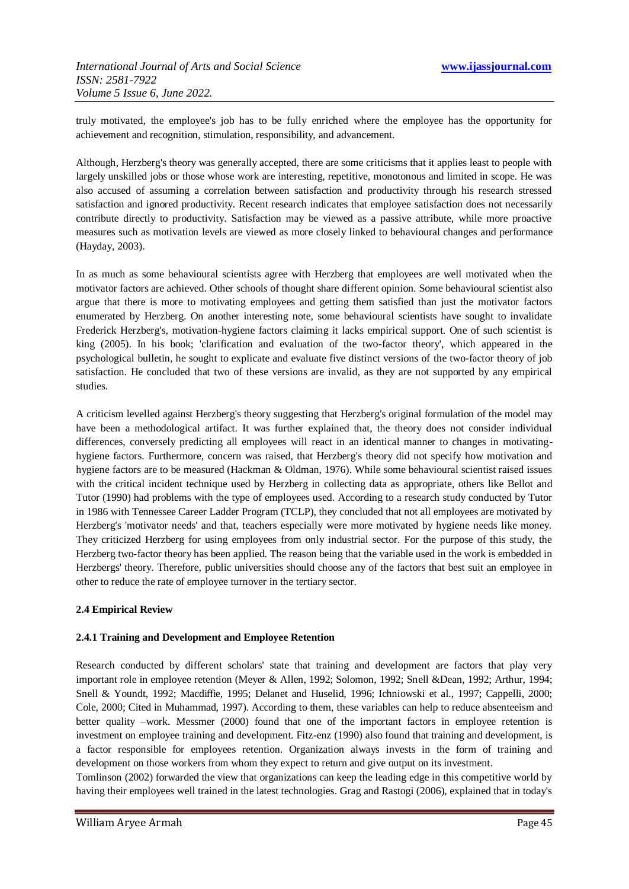truly motivated, the employee's job has to be fully enriched where the employee has the opportunity for achievement and recognition, stimulation, responsibility, and advancement.

Although, Herzberg's theory was generally accepted, there are some criticisms that it applies least to people with largely unskilled jobs or those whose work are interesting, repetitive, monotonous and limited in scope. He was also accused of assuming a correlation between satisfaction and productivity through his research stressed satisfaction and ignored productivity. Recent research indicates that employee satisfaction does not necessarily contribute directly to productivity. Satisfaction may be viewed as a passive attribute, while more proactive measures such as motivation levels are viewed as more closely linked to behavioural changes and performance (Hayday, 2003).

In as much as some behavioural scientists agree with Herzberg that employees are well motivated when the motivator factors are achieved. Other schools of thought share different opinion. Some behavioural scientist also argue that there is more to motivating employees and getting them satisfied than just the motivator factors enumerated by Herzberg. On another interesting note, some behavioural scientists have sought to invalidate Frederick Herzberg's, motivation-hygiene factors claiming it lacks empirical support. One of such scientist is king (2005). In his book; 'clarification and evaluation of the two-factor theory', which appeared in the psychological bulletin, he sought to explicate and evaluate five distinct versions of the two-factor theory of job satisfaction. He concluded that two of these versions are invalid, as they are not supported by any empirical studies.

A criticism levelled against Herzberg's theory suggesting that Herzberg's original formulation of the model may have been a methodological artifact. It was further explained that, the theory does not consider individual differences, conversely predicting all employees will react in an identical manner to changes in motivating-hygiene factors. Furthermore, concern was raised, that Herzberg's theory did not specify how motivation and hygiene factors are to be measured (Hackman & Oldman, 1976). While some behavioural scientist raised issues with the critical incident technique used by Herzberg in collecting data as appropriate, others like Bellot and Tutor (1990) had problems with the type of employees used. According to a research study conducted by Tutor in 1986 with Tennessee Career Ladder Program (TCLP), they concluded that not all employees are motivated by Herzberg's 'motivator needs' and that, teachers especially were more motivated by hygiene needs like money. They criticized Herzberg for using employees from only industrial sector. For the purpose of this study, the Herzberg two-factor theory has been applied. The reason being that the variable used in the work is embedded in Herzbergs' theory. Therefore, public universities should choose any of the factors that best suit an employee in other to reduce the rate of employee turnover in the tertiary sector.

**2.4 Empirical Review**

**2.4.1 Training and Development and Employee Retention**

Research conducted by different scholars' state that training and development are factors that play very important role in employee retention (Meyer & Allen, 1992; Solomon, 1992; Snell &Dean, 1992; Arthur, 1994; Snell & Youndt, 1992; Macdiffie, 1995; Delanet and Huselid, 1996; Ichniowski et al., 1997; Cappelli, 2000; Cole, 2000; Cited in Muhammad, 1997). According to them, these variables can help to reduce absenteeism and better quality –work. Messmer (2000) found that one of the important factors in employee retention is investment on employee training and development. Fitz-enz (1990) also found that training and development, is a factor responsible for employees retention. Organization always invests in the form of training and development on those workers from whom they expect to return and give output on its investment.

Tomlinson (2002) forwarded the view that organizations can keep the leading edge in this competitive world by having their employees well trained in the latest technologies. Grag and Rastogi (2006), explained that in today's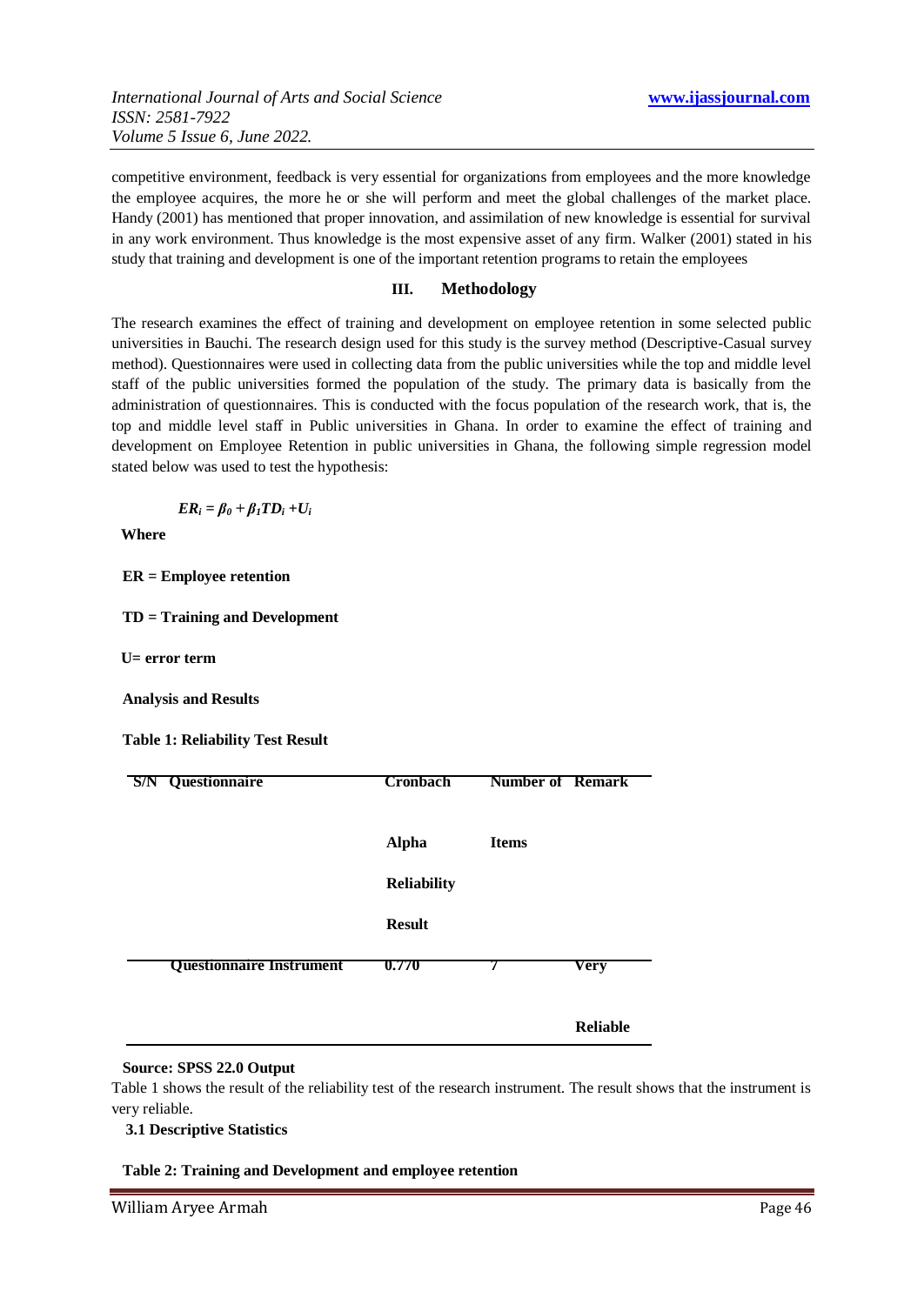competitive environment, feedback is very essential for organizations from employees and the more knowledge the employee acquires, the more he or she will perform and meet the global challenges of the market place. Handy (2001) has mentioned that proper innovation, and assimilation of new knowledge is essential for survival in any work environment. Thus knowledge is the most expensive asset of any firm. Walker (2001) stated in his study that training and development is one of the important retention programs to retain the employees

## III. Methodology

The research examines the effect of training and development on employee retention in some selected public universities in Bauchi. The research design used for this study is the survey method (Descriptive-Casual survey method). Questionnaires were used in collecting data from the public universities while the top and middle level staff of the public universities formed the population of the study. The primary data is basically from the administration of questionnaires. This is conducted with the focus population of the research work, that is, the top and middle level staff in Public universities in Ghana. In order to examine the effect of training and development on Employee Retention in public universities in Ghana, the following simple regression model stated below was used to test the hypothesis:

$$ER_i = \beta_0 + \beta_1 TD_i + U_i$$

**Where**

**ER = Employee retention**

**TD = Training and Development**

**U= error term**

**Analysis and Results**

**Table 1: Reliability Test Result**

| S/N | Questionnaire | Cronbach Alpha Reliability Result | Number of Items | Remark |
|---|---|---|---|---|
| | Questionnaire Instrument | 0.770 | 7 | Very Reliable |

**Source: SPSS 22.0 Output**

Table 1 shows the result of the reliability test of the research instrument. The result shows that the instrument is very reliable.

**3.1 Descriptive Statistics**

**Table 2: Training and Development and employee retention**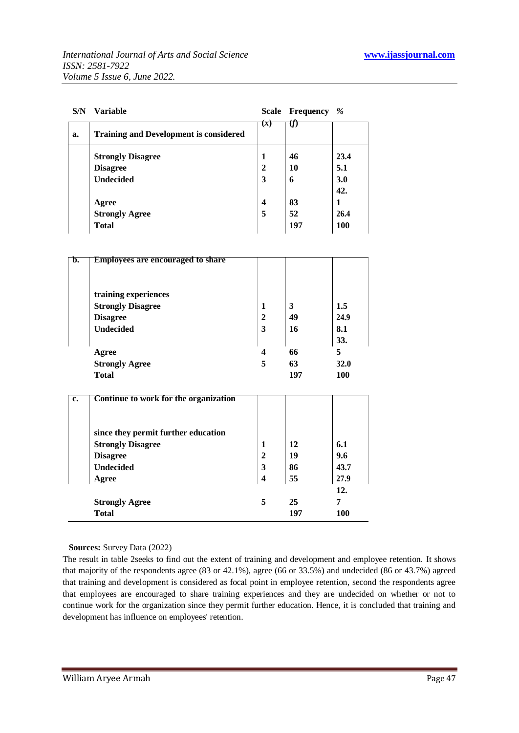| S/N | Variable | Scale (x) | Frequency (f) | % |
|---|---|---|---|---|
| a. | **Training and Development is considered** | | | |
| | **Strongly Disagree** | **1** | **46** | **23.4** |
| | **Disagree** | **2** | **10** | **5.1** |
| | **Undecided** | **3** | **6** | **3.0** |
| | **Agree** | **4** | **83** | **42.1** |
| | **Strongly Agree** | **5** | **52** | **26.4** |
| | **Total** | | **197** | **100** |
| b. | **Employees are encouraged to share training experiences** | | | |
| | **Strongly Disagree** | **1** | **3** | **1.5** |
| | **Disagree** | **2** | **49** | **24.9** |
| | **Undecided** | **3** | **16** | **8.1** |
| | **Agree** | **4** | **66** | **33.5** |
| | **Strongly Agree** | **5** | **63** | **32.0** |
| | **Total** | | **197** | **100** |
| c. | **Continue to work for the organization since they permit further education** | | | |
| | **Strongly Disagree** | **1** | **12** | **6.1** |
| | **Disagree** | **2** | **19** | **9.6** |
| | **Undecided** | **3** | **86** | **43.7** |
| | **Agree** | **4** | **55** | **27.9** |
| | **Strongly Agree** | **5** | **25** | **12.7** |
| | **Total** | | **197** | **100** |

**Sources:** Survey Data (2022)

The result in table 2seeks to find out the extent of training and development and employee retention. It shows that majority of the respondents agree (83 or 42.1%), agree (66 or 33.5%) and undecided (86 or 43.7%) agreed that training and development is considered as focal point in employee retention, second the respondents agree that employees are encouraged to share training experiences and they are undecided on whether or not to continue work for the organization since they permit further education. Hence, it is concluded that training and development has influence on employees' retention.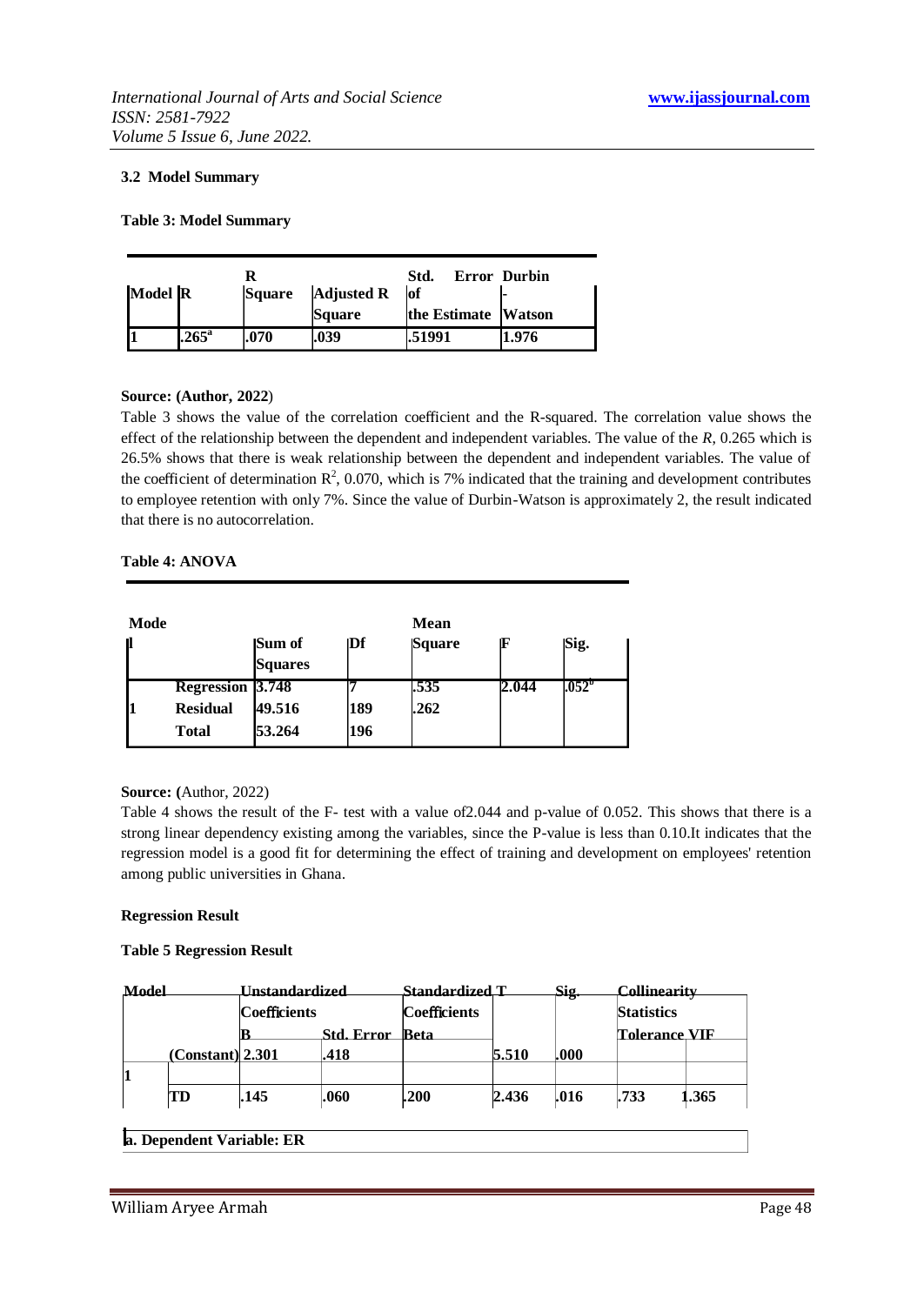### 3.2 Model Summary

**Table 3: Model Summary**

| Model | R | R Square | Adjusted R Square | Std. Error of the Estimate | Durbin-Watson |
|---|---|---|---|---|---|
| 1 | .265[a] | .070 | .039 | .51991 | 1.976 |

**Source: (Author, 2022)**

Table 3 shows the value of the correlation coefficient and the R-squared. The correlation value shows the effect of the relationship between the dependent and independent variables. The value of the *R*, 0.265 which is 26.5% shows that there is weak relationship between the dependent and independent variables. The value of the coefficient of determination $R^2$, 0.070, which is 7% indicated that the training and development contributes to employee retention with only 7%. Since the value of Durbin-Watson is approximately 2, the result indicated that there is no autocorrelation.

**Table 4: ANOVA**

| Model | | Sum of Squares | Df | Mean Square | F | Sig. |
|---|---|---|---|---|---|---|
| 1 | Regression | 3.748 | 7 | .535 | 2.044 | .052[b] |
| | Residual | 49.516 | 189 | .262 | | |
| | Total | 53.264 | 196 | | | |

**Source: (**Author, 2022)

Table 4 shows the result of the F- test with a value of2.044 and p-value of 0.052. This shows that there is a strong linear dependency existing among the variables, since the P-value is less than 0.10.It indicates that the regression model is a good fit for determining the effect of training and development on employees' retention among public universities in Ghana.

**Regression Result**

**Table 5 Regression Result**

| Model | | Unstandardized Coefficients | | Standardized Coefficients | T | Sig. | Collinearity Statistics | |
|---|---|---|---|---|---|---|---|---|
| | | B | Std. Error | Beta | | | Tolerance | VIF |
| 1 | (Constant) | 2.301 | .418 | | 5.510 | .000 | | |
| | TD | .145 | .060 | .200 | 2.436 | .016 | .733 | 1.365 |

a. Dependent Variable: ER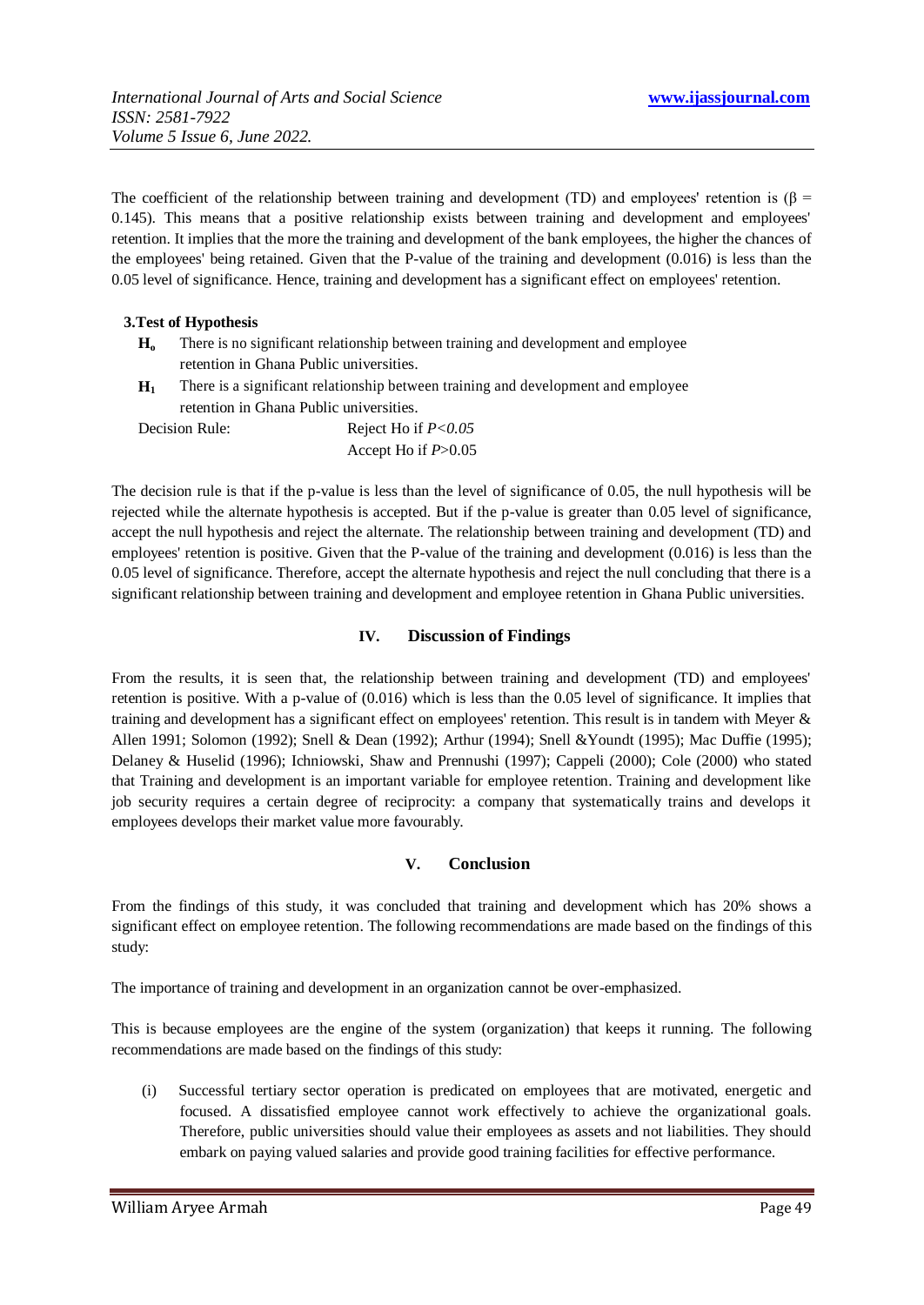The coefficient of the relationship between training and development (TD) and employees' retention is ($\beta$ = 0.145). This means that a positive relationship exists between training and development and employees' retention. It implies that the more the training and development of the bank employees, the higher the chances of the employees' being retained. Given that the P-value of the training and development (0.016) is less than the 0.05 level of significance. Hence, training and development has a significant effect on employees' retention.

**3.Test of Hypothesis**

**$H_o$** There is no significant relationship between training and development and employee retention in Ghana Public universities.

**$H_1$** There is a significant relationship between training and development and employee retention in Ghana Public universities.

Decision Rule: Reject Ho if $P<0.05$
Accept Ho if $P>0.05$

The decision rule is that if the p-value is less than the level of significance of 0.05, the null hypothesis will be rejected while the alternate hypothesis is accepted. But if the p-value is greater than 0.05 level of significance, accept the null hypothesis and reject the alternate. The relationship between training and development (TD) and employees' retention is positive. Given that the P-value of the training and development (0.016) is less than the 0.05 level of significance. Therefore, accept the alternate hypothesis and reject the null concluding that there is a significant relationship between training and development and employee retention in Ghana Public universities.

## IV. Discussion of Findings

From the results, it is seen that, the relationship between training and development (TD) and employees' retention is positive. With a p-value of (0.016) which is less than the 0.05 level of significance. It implies that training and development has a significant effect on employees' retention. This result is in tandem with Meyer & Allen 1991; Solomon (1992); Snell & Dean (1992); Arthur (1994); Snell &Youndt (1995); Mac Duffie (1995); Delaney & Huselid (1996); Ichniowski, Shaw and Prennushi (1997); Cappeli (2000); Cole (2000) who stated that Training and development is an important variable for employee retention. Training and development like job security requires a certain degree of reciprocity: a company that systematically trains and develops it employees develops their market value more favourably.

## V. Conclusion

From the findings of this study, it was concluded that training and development which has 20% shows a significant effect on employee retention. The following recommendations are made based on the findings of this study:

The importance of training and development in an organization cannot be over-emphasized.

This is because employees are the engine of the system (organization) that keeps it running. The following recommendations are made based on the findings of this study:

(i) Successful tertiary sector operation is predicated on employees that are motivated, energetic and focused. A dissatisfied employee cannot work effectively to achieve the organizational goals. Therefore, public universities should value their employees as assets and not liabilities. They should embark on paying valued salaries and provide good training facilities for effective performance.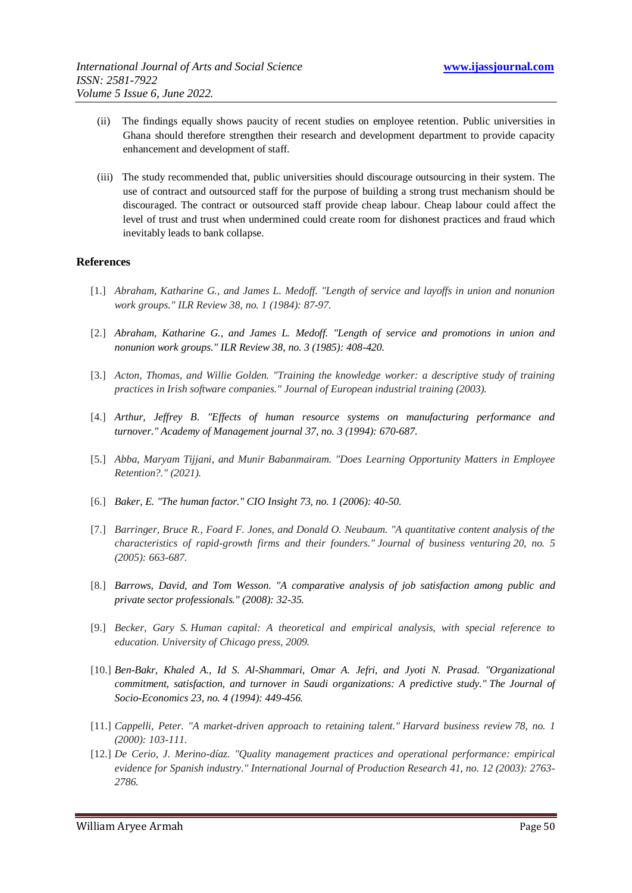(ii) The findings equally shows paucity of recent studies on employee retention. Public universities in Ghana should therefore strengthen their research and development department to provide capacity enhancement and development of staff.

(iii) The study recommended that, public universities should discourage outsourcing in their system. The use of contract and outsourced staff for the purpose of building a strong trust mechanism should be discouraged. The contract or outsourced staff provide cheap labour. Cheap labour could affect the level of trust and trust when undermined could create room for dishonest practices and fraud which inevitably leads to bank collapse.

## References

[1.] *Abraham, Katharine G., and James L. Medoff. "Length of service and layoffs in union and nonunion work groups." ILR Review 38, no. 1 (1984): 87-97.*

[2.] *Abraham, Katharine G., and James L. Medoff. "Length of service and promotions in union and nonunion work groups." ILR Review 38, no. 3 (1985): 408-420.*

[3.] *Acton, Thomas, and Willie Golden. "Training the knowledge worker: a descriptive study of training practices in Irish software companies." Journal of European industrial training (2003).*

[4.] *Arthur, Jeffrey B. "Effects of human resource systems on manufacturing performance and turnover." Academy of Management journal 37, no. 3 (1994): 670-687.*

[5.] *Abba, Maryam Tijjani, and Munir Babanmairam. "Does Learning Opportunity Matters in Employee Retention?." (2021).*

[6.] *Baker, E. "The human factor." CIO Insight 73, no. 1 (2006): 40-50.*

[7.] *Barringer, Bruce R., Foard F. Jones, and Donald O. Neubaum. "A quantitative content analysis of the characteristics of rapid-growth firms and their founders." Journal of business venturing 20, no. 5 (2005): 663-687.*

[8.] *Barrows, David, and Tom Wesson. "A comparative analysis of job satisfaction among public and private sector professionals." (2008): 32-35.*

[9.] *Becker, Gary S. Human capital: A theoretical and empirical analysis, with special reference to education. University of Chicago press, 2009.*

[10.] *Ben-Bakr, Khaled A., Id S. Al-Shammari, Omar A. Jefri, and Jyoti N. Prasad. "Organizational commitment, satisfaction, and turnover in Saudi organizations: A predictive study." The Journal of Socio-Economics 23, no. 4 (1994): 449-456.*

[11.] *Cappelli, Peter. "A market-driven approach to retaining talent." Harvard business review 78, no. 1 (2000): 103-111.*

[12.] *De Cerio, J. Merino-díaz. "Quality management practices and operational performance: empirical evidence for Spanish industry." International Journal of Production Research 41, no. 12 (2003): 2763-2786.*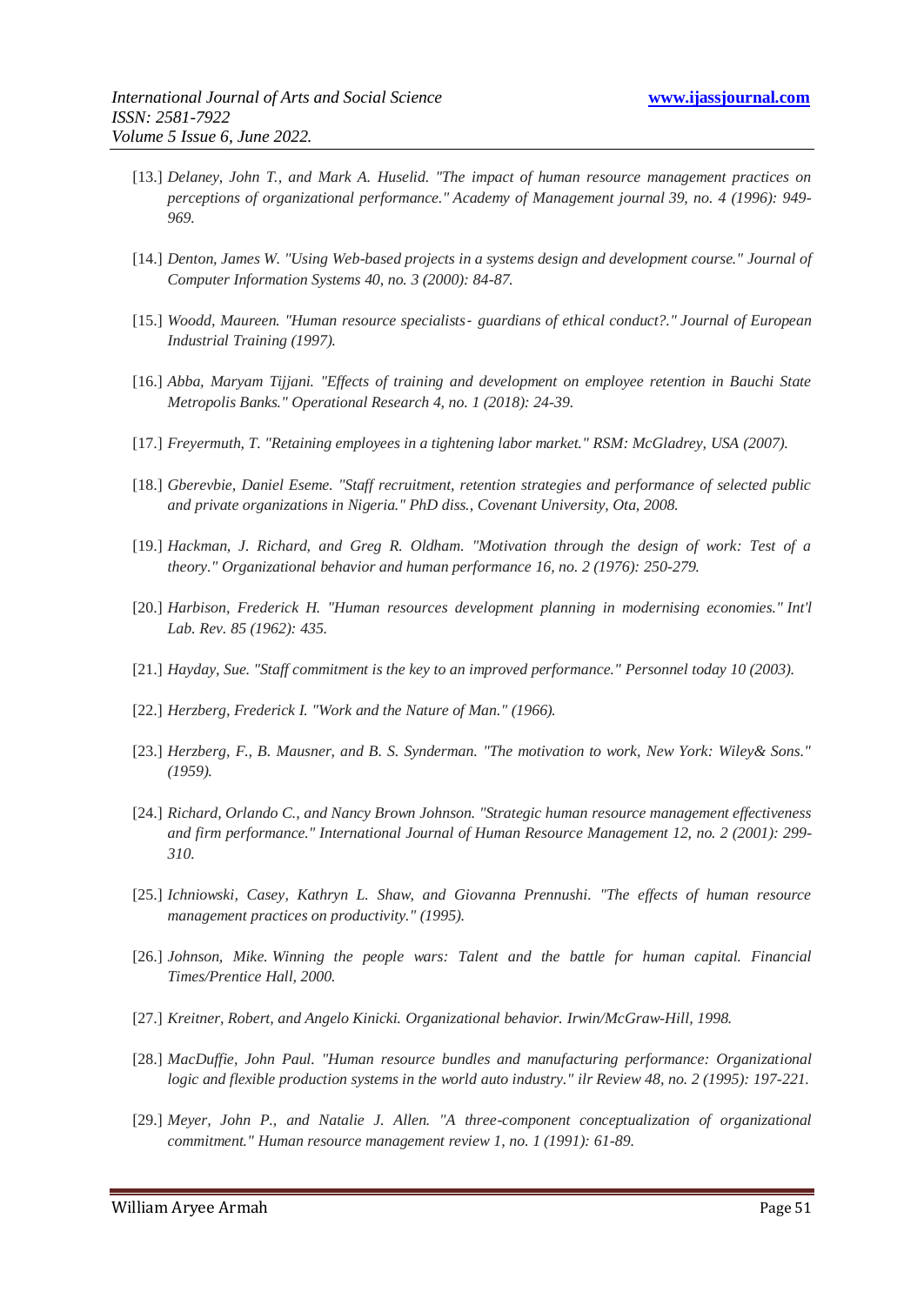[13.] *Delaney, John T., and Mark A. Huselid. "The impact of human resource management practices on perceptions of organizational performance." Academy of Management journal 39, no. 4 (1996): 949-969.*

[14.] *Denton, James W. "Using Web-based projects in a systems design and development course." Journal of Computer Information Systems 40, no. 3 (2000): 84-87.*

[15.] *Woodd, Maureen. "Human resource specialists‐ guardians of ethical conduct?." Journal of European Industrial Training (1997).*

[16.] *Abba, Maryam Tijjani. "Effects of training and development on employee retention in Bauchi State Metropolis Banks." Operational Research 4, no. 1 (2018): 24-39.*

[17.] *Freyermuth, T. "Retaining employees in a tightening labor market." RSM: McGladrey, USA (2007).*

[18.] *Gberevbie, Daniel Eseme. "Staff recruitment, retention strategies and performance of selected public and private organizations in Nigeria." PhD diss., Covenant University, Ota, 2008.*

[19.] *Hackman, J. Richard, and Greg R. Oldham. "Motivation through the design of work: Test of a theory." Organizational behavior and human performance 16, no. 2 (1976): 250-279.*

[20.] *Harbison, Frederick H. "Human resources development planning in modernising economies." Int'l Lab. Rev. 85 (1962): 435.*

[21.] *Hayday, Sue. "Staff commitment is the key to an improved performance." Personnel today 10 (2003).*

[22.] *Herzberg, Frederick I. "Work and the Nature of Man." (1966).*

[23.] *Herzberg, F., B. Mausner, and B. S. Synderman. "The motivation to work, New York: Wiley& Sons." (1959).*

[24.] *Richard, Orlando C., and Nancy Brown Johnson. "Strategic human resource management effectiveness and firm performance." International Journal of Human Resource Management 12, no. 2 (2001): 299-310.*

[25.] *Ichniowski, Casey, Kathryn L. Shaw, and Giovanna Prennushi. "The effects of human resource management practices on productivity." (1995).*

[26.] *Johnson, Mike. Winning the people wars: Talent and the battle for human capital. Financial Times/Prentice Hall, 2000.*

[27.] *Kreitner, Robert, and Angelo Kinicki. Organizational behavior. Irwin/McGraw-Hill, 1998.*

[28.] *MacDuffie, John Paul. "Human resource bundles and manufacturing performance: Organizational logic and flexible production systems in the world auto industry." ilr Review 48, no. 2 (1995): 197-221.*

[29.] *Meyer, John P., and Natalie J. Allen. "A three-component conceptualization of organizational commitment." Human resource management review 1, no. 1 (1991): 61-89.*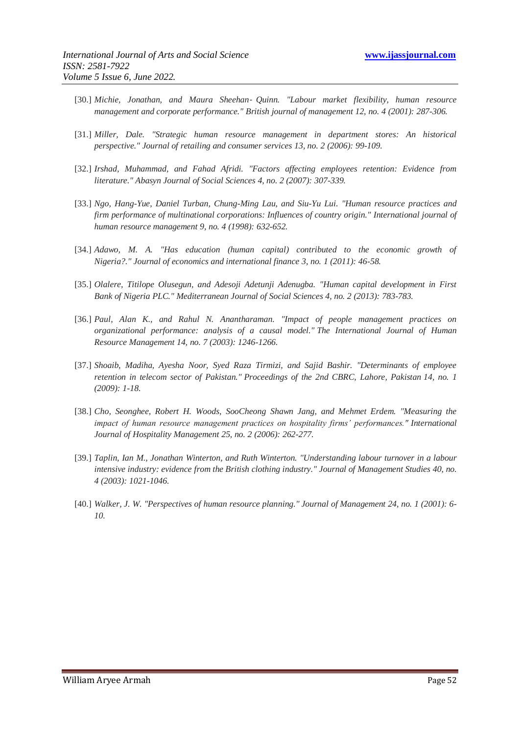[30.] *Michie, Jonathan, and Maura Sheehan‐ Quinn. "Labour market flexibility, human resource management and corporate performance." British journal of management 12, no. 4 (2001): 287-306.*

[31.] *Miller, Dale. "Strategic human resource management in department stores: An historical perspective." Journal of retailing and consumer services 13, no. 2 (2006): 99-109.*

[32.] *Irshad, Muhammad, and Fahad Afridi. "Factors affecting employees retention: Evidence from literature." Abasyn Journal of Social Sciences 4, no. 2 (2007): 307-339.*

[33.] *Ngo, Hang-Yue, Daniel Turban, Chung-Ming Lau, and Siu-Yu Lui. "Human resource practices and firm performance of multinational corporations: Influences of country origin." International journal of human resource management 9, no. 4 (1998): 632-652.*

[34.] *Adawo, M. A. "Has education (human capital) contributed to the economic growth of Nigeria?." Journal of economics and international finance 3, no. 1 (2011): 46-58.*

[35.] *Olalere, Titilope Olusegun, and Adesoji Adetunji Adenugba. "Human capital development in First Bank of Nigeria PLC." Mediterranean Journal of Social Sciences 4, no. 2 (2013): 783-783.*

[36.] *Paul, Alan K., and Rahul N. Anantharaman. "Impact of people management practices on organizational performance: analysis of a causal model." The International Journal of Human Resource Management 14, no. 7 (2003): 1246-1266.*

[37.] *Shoaib, Madiha, Ayesha Noor, Syed Raza Tirmizi, and Sajid Bashir. "Determinants of employee retention in telecom sector of Pakistan." Proceedings of the 2nd CBRC, Lahore, Pakistan 14, no. 1 (2009): 1-18.*

[38.] *Cho, Seonghee, Robert H. Woods, SooCheong Shawn Jang, and Mehmet Erdem. "Measuring the impact of human resource management practices on hospitality firms' performances." International Journal of Hospitality Management 25, no. 2 (2006): 262-277.*

[39.] *Taplin, Ian M., Jonathan Winterton, and Ruth Winterton. "Understanding labour turnover in a labour intensive industry: evidence from the British clothing industry." Journal of Management Studies 40, no. 4 (2003): 1021-1046.*

[40.] *Walker, J. W. "Perspectives of human resource planning." Journal of Management 24, no. 1 (2001): 6-10.*